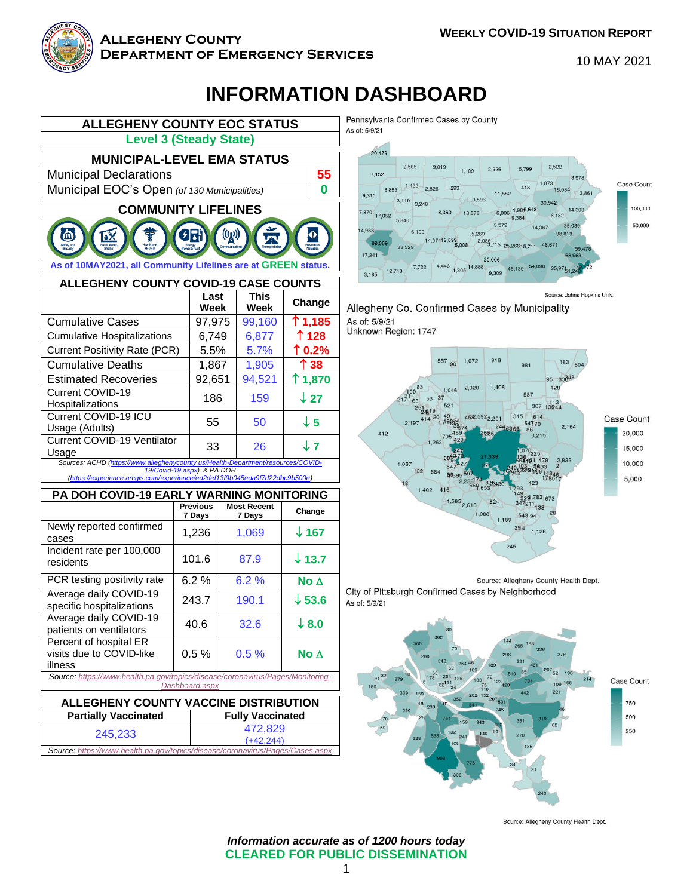**Allegheny County Department of Emergency Services**

**Weekly COVID-19 Situation Report**

10 MAY 2021

# INFORMATION DASHBOARD

| ALLEGHENY COUNTY EOC STATUS |
|---|
| **Level 3 (Steady State)** |

| MUNICIPAL-LEVEL EMA STATUS | |
|---|---|
| Municipal Declarations | **55** |
| Municipal EOC's Open *(of 130 Municipalities)* | **0** |

**COMMUNITY LIFELINES**

Safety and Security · Food, Water, Shelter · Health and Medical · Energy (Power & Fuel) · Communications · Transportation · Hazardous Materials

**As of 10MAY2021, all Community Lifelines are at GREEN status.**

**ALLEGHENY COUNTY COVID-19 CASE COUNTS**

| | Last Week | This Week | Change |
|---|---|---|---|
| Cumulative Cases | 97,975 | 99,160 | ↑ 1,185 |
| Cumulative Hospitalizations | 6,749 | 6,877 | ↑ 128 |
| Current Positivity Rate (PCR) | 5.5% | 5.7% | ↑ 0.2% |
| Cumulative Deaths | 1,867 | 1,905 | ↑ 38 |
| Estimated Recoveries | 92,651 | 94,521 | ↑ 1,870 |
| Current COVID-19 Hospitalizations | 186 | 159 | ↓ 27 |
| Current COVID-19 ICU Usage (Adults) | 55 | 50 | ↓ 5 |
| Current COVID-19 Ventilator Usage | 33 | 26 | ↓ 7 |

*Sources: ACHD (https://www.alleghenycounty.us/Health-Department/resources/COVID-19/Covid-19.aspx) & PA DOH (https://experience.arcgis.com/experience/ed2def13f9b045eda9f7d22dbc9b500e)*

**PA DOH COVID-19 EARLY WARNING MONITORING**

| | Previous 7 Days | Most Recent 7 Days | Change |
|---|---|---|---|
| Newly reported confirmed cases | 1,236 | 1,069 | ↓ 167 |
| Incident rate per 100,000 residents | 101.6 | 87.9 | ↓ 13.7 |
| PCR testing positivity rate | 6.2 % | 6.2 % | No Δ |
| Average daily COVID-19 specific hospitalizations | 243.7 | 190.1 | ↓ 53.6 |
| Average daily COVID-19 patients on ventilators | 40.6 | 32.6 | ↓ 8.0 |
| Percent of hospital ER visits due to COVID-like illness | 0.5 % | 0.5 % | No Δ |

*Source: https://www.health.pa.gov/topics/disease/coronavirus/Pages/Monitoring-Dashboard.aspx*

**ALLEGHENY COUNTY VACCINE DISTRIBUTION**

| Partially Vaccinated | Fully Vaccinated |
|---|---|
| 245,233 | 472,829 (+42,244) |

*Source: https://www.health.pa.gov/topics/disease/coronavirus/Pages/Cases.aspx*

Pennsylvania Confirmed Cases by County
As of: 5/9/21

Source: Johns Hopkins Univ.

Allegheny Co. Confirmed Cases by Municipality
As of: 5/9/21
Unknown Region: 1747

Source: Allegheny County Health Dept.

City of Pittsburgh Confirmed Cases by Neighborhood
As of: 5/9/21

Source: Allegheny County Health Dept.

***Information accurate as of 1200 hours today***

**CLEARED FOR PUBLIC DISSEMINATION**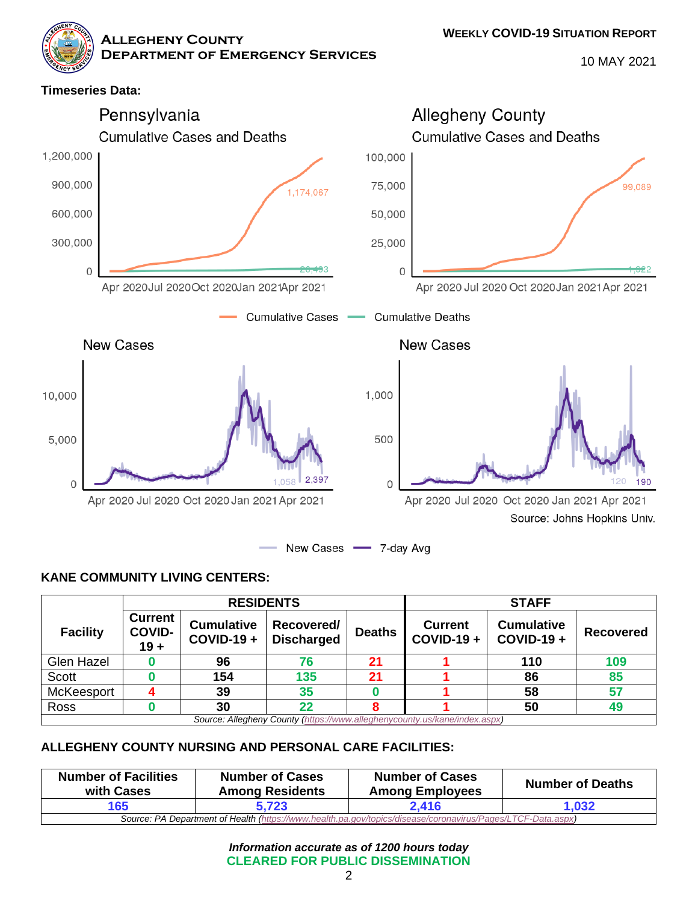**Timeseries Data:**

## KANE COMMUNITY LIVING CENTERS:

| Facility | RESIDENTS | | | | STAFF | | |
|---|---|---|---|---|---|---|---|
| | Current COVID-19 + | Cumulative COVID-19 + | Recovered/ Discharged | Deaths | Current COVID-19 + | Cumulative COVID-19 + | Recovered |
| Glen Hazel | 0 | 96 | 76 | 21 | 1 | 110 | 109 |
| Scott | 0 | 154 | 135 | 21 | 1 | 86 | 85 |
| McKeesport | 4 | 39 | 35 | 0 | 1 | 58 | 57 |
| Ross | 0 | 30 | 22 | 8 | 1 | 50 | 49 |

*Source: Allegheny County (https://www.alleghenycounty.us/kane/index.aspx)*

## ALLEGHENY COUNTY NURSING AND PERSONAL CARE FACILITIES:

| Number of Facilities with Cases | Number of Cases Among Residents | Number of Cases Among Employees | Number of Deaths |
|---|---|---|---|
| 165 | 5,723 | 2,416 | 1,032 |

*Source: PA Department of Health (https://www.health.pa.gov/topics/disease/coronavirus/Pages/LTCF-Data.aspx)*

***Information accurate as of 1200 hours today***

**CLEARED FOR PUBLIC DISSEMINATION**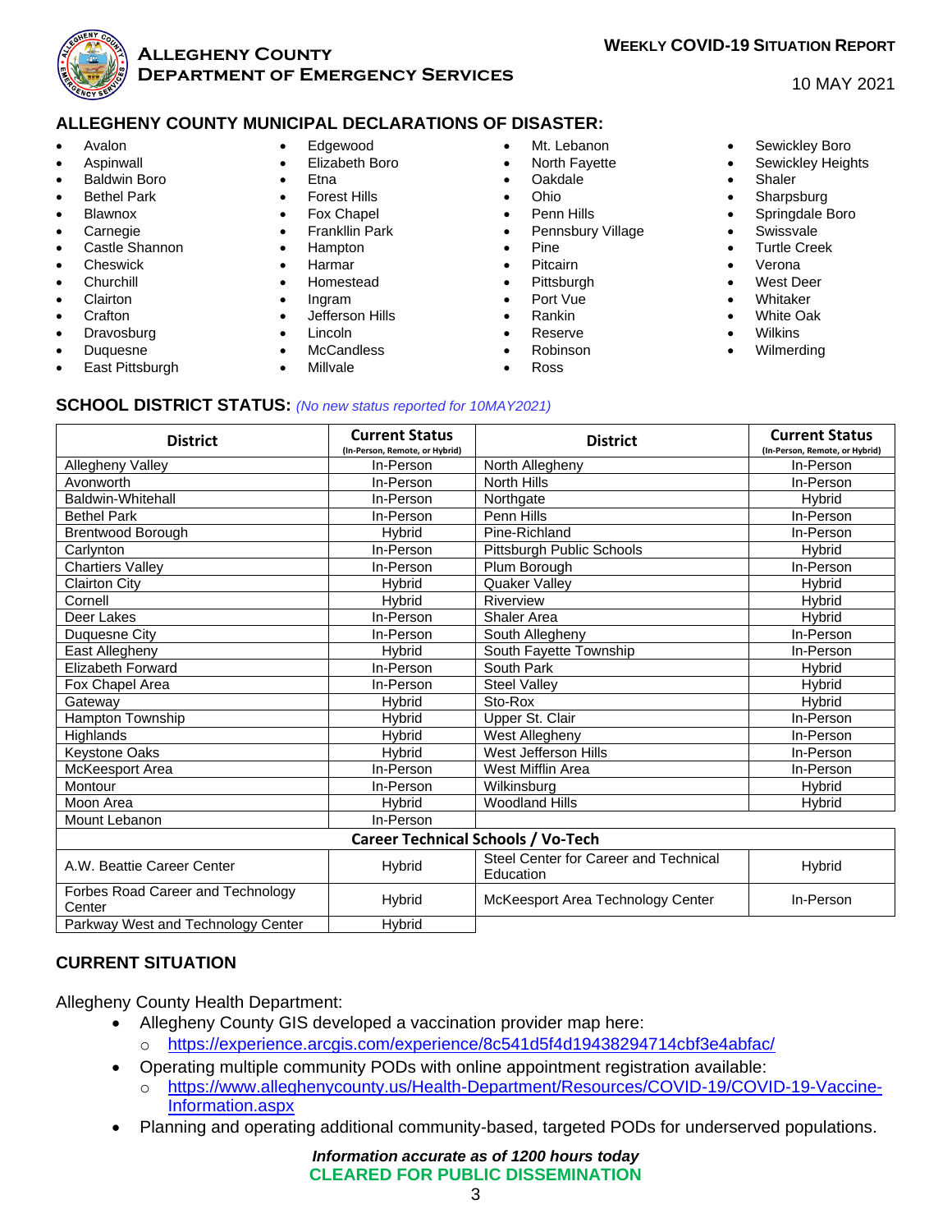# ALLEGHENY COUNTY MUNICIPAL DECLARATIONS OF DISASTER:

- Avalon
- Aspinwall
- Baldwin Boro
- Bethel Park
- Blawnox
- Carnegie
- Castle Shannon
- Cheswick
- Churchill
- Clairton
- Crafton
- Dravosburg
- Duquesne
- East Pittsburgh
- Edgewood
- Elizabeth Boro
- Etna
- Forest Hills
- Fox Chapel
- Frankllin Park
- Hampton
- Harmar
- Homestead
- Ingram
- Jefferson Hills
- Lincoln
- McCandless
- Millvale
- Mt. Lebanon
- North Fayette
- Oakdale
- Ohio
- Penn Hills
- Pennsbury Village
- Pine
- Pitcairn
- Pittsburgh
- Port Vue
- Rankin
- Reserve
- Robinson
- Ross
- Sewickley Boro
- Sewickley Heights
- Shaler
- Sharpsburg
- Springdale Boro
- Swissvale
- Turtle Creek
- Verona
- West Deer
- Whitaker
- White Oak
- Wilkins
- Wilmerding

## SCHOOL DISTRICT STATUS: *(No new status reported for 10MAY2021)*

| District | Current Status (In-Person, Remote, or Hybrid) | District | Current Status (In-Person, Remote, or Hybrid) |
|---|---|---|---|
| Allegheny Valley | In-Person | North Allegheny | In-Person |
| Avonworth | In-Person | North Hills | In-Person |
| Baldwin-Whitehall | In-Person | Northgate | Hybrid |
| Bethel Park | In-Person | Penn Hills | In-Person |
| Brentwood Borough | Hybrid | Pine-Richland | In-Person |
| Carlynton | In-Person | Pittsburgh Public Schools | Hybrid |
| Chartiers Valley | In-Person | Plum Borough | In-Person |
| Clairton City | Hybrid | Quaker Valley | Hybrid |
| Cornell | Hybrid | Riverview | Hybrid |
| Deer Lakes | In-Person | Shaler Area | Hybrid |
| Duquesne City | In-Person | South Allegheny | In-Person |
| East Allegheny | Hybrid | South Fayette Township | In-Person |
| Elizabeth Forward | In-Person | South Park | Hybrid |
| Fox Chapel Area | In-Person | Steel Valley | Hybrid |
| Gateway | Hybrid | Sto-Rox | Hybrid |
| Hampton Township | Hybrid | Upper St. Clair | In-Person |
| Highlands | Hybrid | West Allegheny | In-Person |
| Keystone Oaks | Hybrid | West Jefferson Hills | In-Person |
| McKeesport Area | In-Person | West Mifflin Area | In-Person |
| Montour | In-Person | Wilkinsburg | Hybrid |
| Moon Area | Hybrid | Woodland Hills | Hybrid |
| Mount Lebanon | In-Person | | |
| **Career Technical Schools / Vo-Tech** | | | |
| A.W. Beattie Career Center | Hybrid | Steel Center for Career and Technical Education | Hybrid |
| Forbes Road Career and Technology Center | Hybrid | McKeesport Area Technology Center | In-Person |
| Parkway West and Technology Center | Hybrid | | |

## CURRENT SITUATION

Allegheny County Health Department:

- Allegheny County GIS developed a vaccination provider map here:
  - https://experience.arcgis.com/experience/8c541d5f4d19438294714cbf3e4abfac/
- Operating multiple community PODs with online appointment registration available:
  - https://www.alleghenycounty.us/Health-Department/Resources/COVID-19/COVID-19-Vaccine-Information.aspx
- Planning and operating additional community-based, targeted PODs for underserved populations.

***Information accurate as of 1200 hours today***
**CLEARED FOR PUBLIC DISSEMINATION**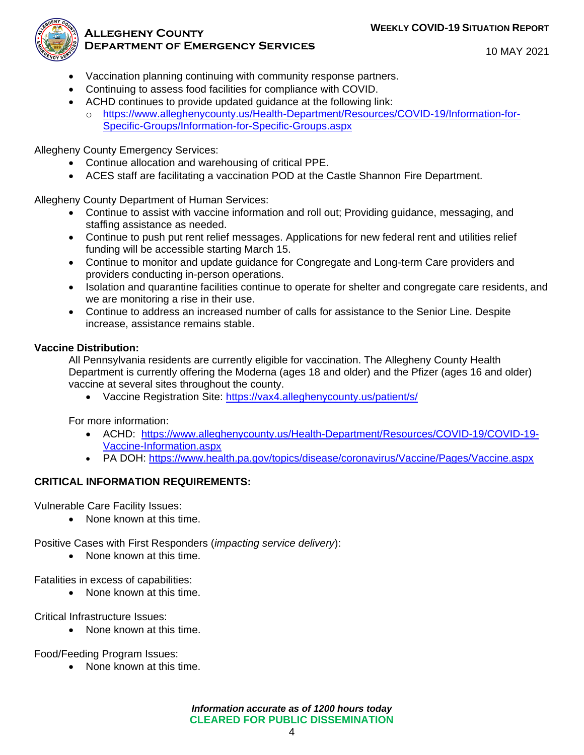- Vaccination planning continuing with community response partners.
- Continuing to assess food facilities for compliance with COVID.
- ACHD continues to provide updated guidance at the following link:
  - https://www.alleghenycounty.us/Health-Department/Resources/COVID-19/Information-for-Specific-Groups/Information-for-Specific-Groups.aspx

Allegheny County Emergency Services:

- Continue allocation and warehousing of critical PPE.
- ACES staff are facilitating a vaccination POD at the Castle Shannon Fire Department.

Allegheny County Department of Human Services:

- Continue to assist with vaccine information and roll out; Providing guidance, messaging, and staffing assistance as needed.
- Continue to push put rent relief messages. Applications for new federal rent and utilities relief funding will be accessible starting March 15.
- Continue to monitor and update guidance for Congregate and Long-term Care providers and providers conducting in-person operations.
- Isolation and quarantine facilities continue to operate for shelter and congregate care residents, and we are monitoring a rise in their use.
- Continue to address an increased number of calls for assistance to the Senior Line. Despite increase, assistance remains stable.

**Vaccine Distribution:**

All Pennsylvania residents are currently eligible for vaccination. The Allegheny County Health Department is currently offering the Moderna (ages 18 and older) and the Pfizer (ages 16 and older) vaccine at several sites throughout the county.

- Vaccine Registration Site: https://vax4.alleghenycounty.us/patient/s/

For more information:

- ACHD: https://www.alleghenycounty.us/Health-Department/Resources/COVID-19/COVID-19-Vaccine-Information.aspx
- PA DOH: https://www.health.pa.gov/topics/disease/coronavirus/Vaccine/Pages/Vaccine.aspx

**CRITICAL INFORMATION REQUIREMENTS:**

Vulnerable Care Facility Issues:

- None known at this time.

Positive Cases with First Responders (*impacting service delivery*):

- None known at this time.

Fatalities in excess of capabilities:

- None known at this time.

Critical Infrastructure Issues:

- None known at this time.

Food/Feeding Program Issues:

- None known at this time.

***Information accurate as of 1200 hours today***

**CLEARED FOR PUBLIC DISSEMINATION**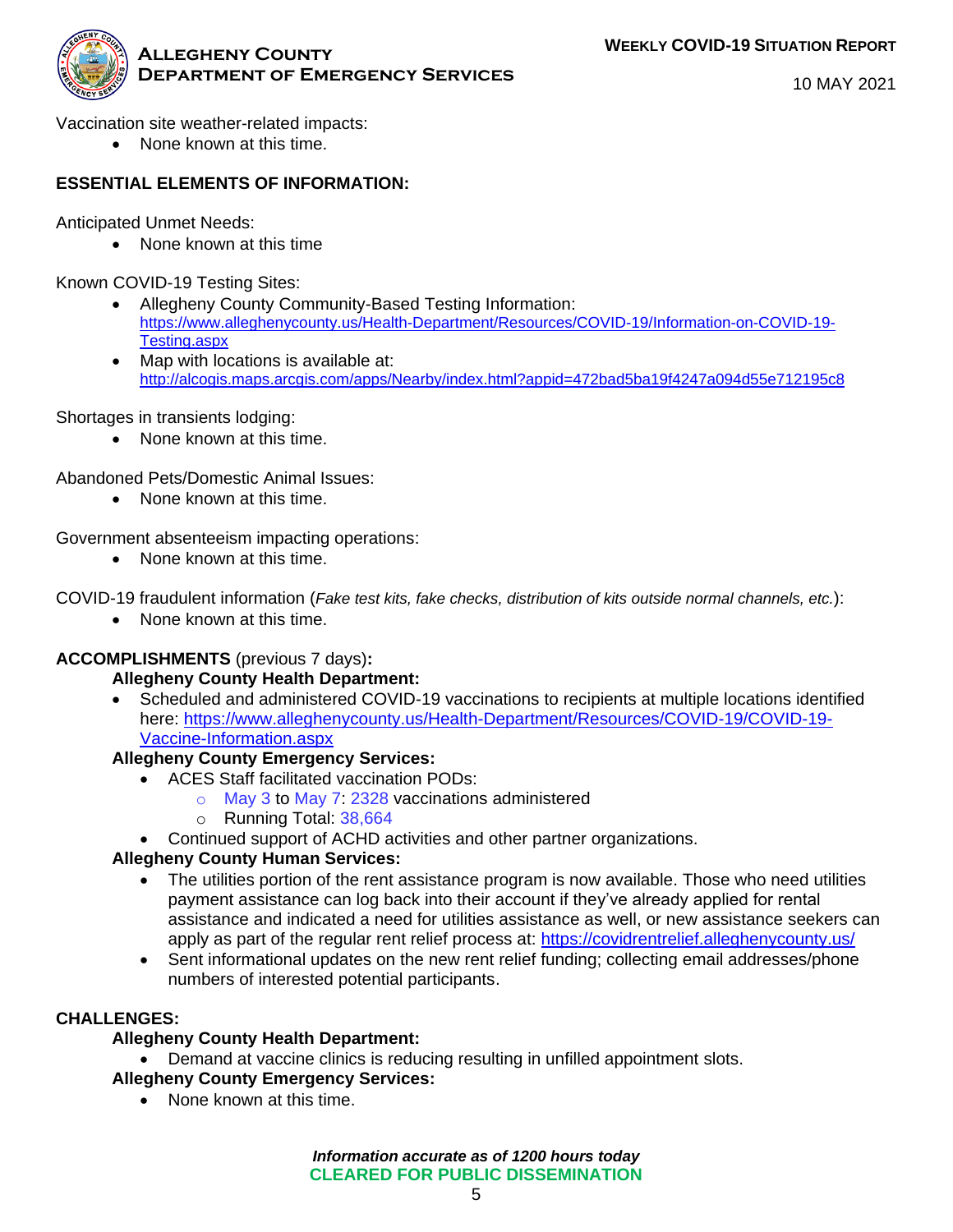Vaccination site weather-related impacts:

- None known at this time.

**ESSENTIAL ELEMENTS OF INFORMATION:**

Anticipated Unmet Needs:

- None known at this time

Known COVID-19 Testing Sites:

- Allegheny County Community-Based Testing Information: [https://www.alleghenycounty.us/Health-Department/Resources/COVID-19/Information-on-COVID-19-Testing.aspx](https://www.alleghenycounty.us/Health-Department/Resources/COVID-19/Information-on-COVID-19-Testing.aspx)
- Map with locations is available at: [http://alcogis.maps.arcgis.com/apps/Nearby/index.html?appid=472bad5ba19f4247a094d55e712195c8](http://alcogis.maps.arcgis.com/apps/Nearby/index.html?appid=472bad5ba19f4247a094d55e712195c8)

Shortages in transients lodging:

- None known at this time.

Abandoned Pets/Domestic Animal Issues:

- None known at this time.

Government absenteeism impacting operations:

- None known at this time.

COVID-19 fraudulent information (*Fake test kits, fake checks, distribution of kits outside normal channels, etc.*):

- None known at this time.

**ACCOMPLISHMENTS** (previous 7 days)**:**

**Allegheny County Health Department:**

- Scheduled and administered COVID-19 vaccinations to recipients at multiple locations identified here: [https://www.alleghenycounty.us/Health-Department/Resources/COVID-19/COVID-19-Vaccine-Information.aspx](https://www.alleghenycounty.us/Health-Department/Resources/COVID-19/COVID-19-Vaccine-Information.aspx)

**Allegheny County Emergency Services:**

- ACES Staff facilitated vaccination PODs:
  - May 3 to May 7: 2328 vaccinations administered
  - Running Total: 38,664
- Continued support of ACHD activities and other partner organizations.

**Allegheny County Human Services:**

- The utilities portion of the rent assistance program is now available. Those who need utilities payment assistance can log back into their account if they've already applied for rental assistance and indicated a need for utilities assistance as well, or new assistance seekers can apply as part of the regular rent relief process at: [https://covidrentrelief.alleghenycounty.us/](https://covidrentrelief.alleghenycounty.us/)
- Sent informational updates on the new rent relief funding; collecting email addresses/phone numbers of interested potential participants.

**CHALLENGES:**

**Allegheny County Health Department:**

- Demand at vaccine clinics is reducing resulting in unfilled appointment slots.

**Allegheny County Emergency Services:**

- None known at this time.

***Information accurate as of 1200 hours today***

**CLEARED FOR PUBLIC DISSEMINATION**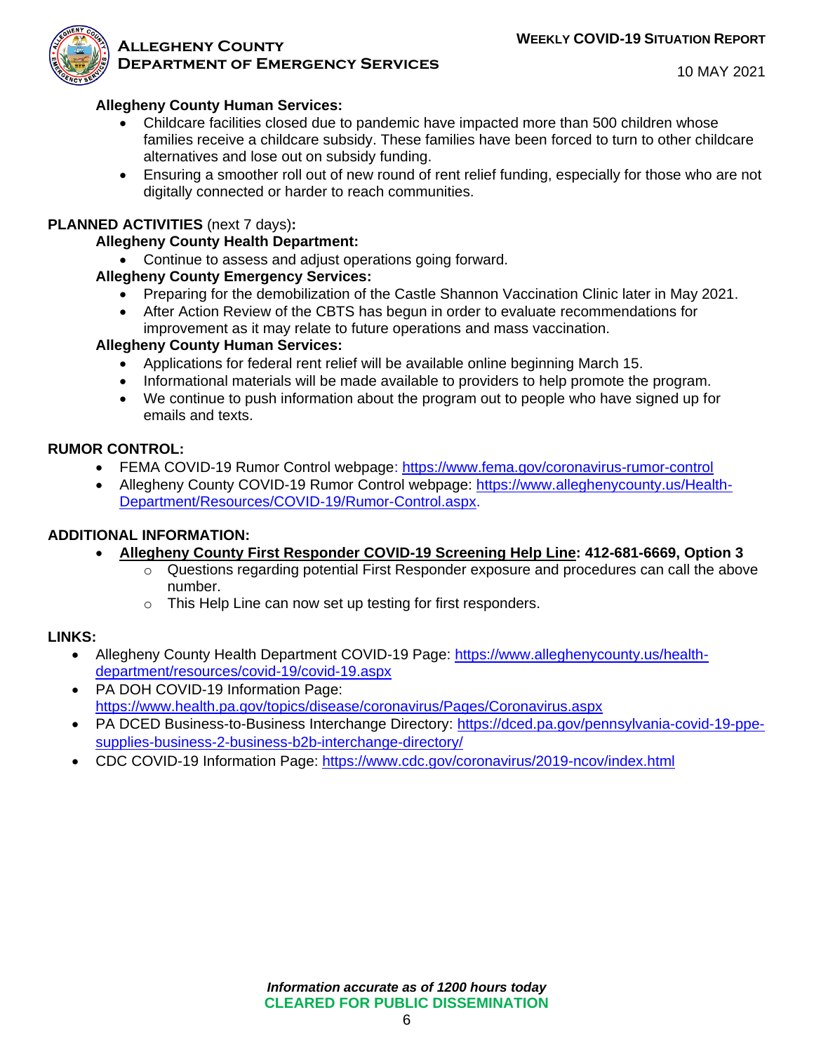**Allegheny County Human Services:**

- Childcare facilities closed due to pandemic have impacted more than 500 children whose families receive a childcare subsidy. These families have been forced to turn to other childcare alternatives and lose out on subsidy funding.
- Ensuring a smoother roll out of new round of rent relief funding, especially for those who are not digitally connected or harder to reach communities.

**PLANNED ACTIVITIES** (next 7 days)**:**

**Allegheny County Health Department:**

- Continue to assess and adjust operations going forward.

**Allegheny County Emergency Services:**

- Preparing for the demobilization of the Castle Shannon Vaccination Clinic later in May 2021.
- After Action Review of the CBTS has begun in order to evaluate recommendations for improvement as it may relate to future operations and mass vaccination.

**Allegheny County Human Services:**

- Applications for federal rent relief will be available online beginning March 15.
- Informational materials will be made available to providers to help promote the program.
- We continue to push information about the program out to people who have signed up for emails and texts.

**RUMOR CONTROL:**

- FEMA COVID-19 Rumor Control webpage: https://www.fema.gov/coronavirus-rumor-control
- Allegheny County COVID-19 Rumor Control webpage: https://www.alleghenycounty.us/Health-Department/Resources/COVID-19/Rumor-Control.aspx.

**ADDITIONAL INFORMATION:**

- **Allegheny County First Responder COVID-19 Screening Help Line: 412-681-6669, Option 3**
  - Questions regarding potential First Responder exposure and procedures can call the above number.
  - This Help Line can now set up testing for first responders.

**LINKS:**

- Allegheny County Health Department COVID-19 Page: https://www.alleghenycounty.us/health-department/resources/covid-19/covid-19.aspx
- PA DOH COVID-19 Information Page: https://www.health.pa.gov/topics/disease/coronavirus/Pages/Coronavirus.aspx
- PA DCED Business-to-Business Interchange Directory: https://dced.pa.gov/pennsylvania-covid-19-ppe-supplies-business-2-business-b2b-interchange-directory/
- CDC COVID-19 Information Page: https://www.cdc.gov/coronavirus/2019-ncov/index.html

***Information accurate as of 1200 hours today***

**CLEARED FOR PUBLIC DISSEMINATION**